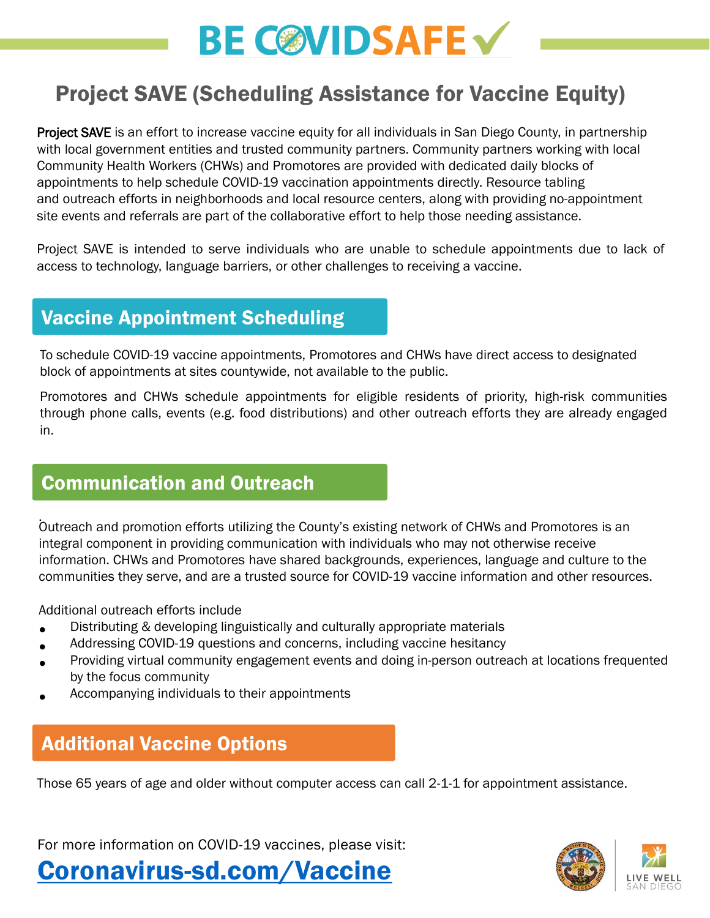# BE COVIDSAFE

## Project SAVE (Scheduling Assistance for Vaccine Equity)

Project SAVE is an effort to increase vaccine equity for all individuals in San Diego County, in partnership with local government entities and trusted community partners. Community partners working with local Community Health Workers (CHWs) and Promotores are provided with dedicated daily blocks of appointments to help schedule COVID-19 vaccination appointments directly. Resource tabling and outreach efforts in neighborhoods and local resource centers, along with providing no-appointment site events and referrals are part of the collaborative effort to help those needing assistance.

Project SAVE is intended to serve individuals who are unable to schedule appointments due to lack of access to technology, language barriers, or other challenges to receiving a vaccine.

### Vaccine Appointment Scheduling

To schedule COVID-19 vaccine appointments, Promotores and CHWs have direct access to designated block of appointments at sites countywide, not available to the public.

Promotores and CHWs schedule appointments for eligible residents of priority, high-risk communities through phone calls, events (e.g. food distributions) and other outreach efforts they are already engaged in.

### Communication and Outreach

Outreach and promotion efforts utilizing the County's existing network of CHWs and Promotores is an integral component in providing communication with individuals who may not otherwise receive information. CHWs and Promotores have shared backgrounds, experiences, language and culture to the communities they serve, and are a trusted source for COVID-19 vaccine information and other resources.

Additional outreach efforts include

- Distributing & developing linguistically and culturally appropriate materials
- Addressing COVID-19 questions and concerns, including vaccine hesitancy
- Providing virtual community engagement events and doing in-person outreach at locations frequented by the focus community
- Accompanying individuals to their appointments

### Additional Vaccine Options

Those 65 years of age and older without computer access can call 2-1-1 for appointment assistance.

For more information on COVID-19 vaccines, please visit:

**Coronavirus-sd.com/Vaccine**

LIVE WELL SAN DIEGO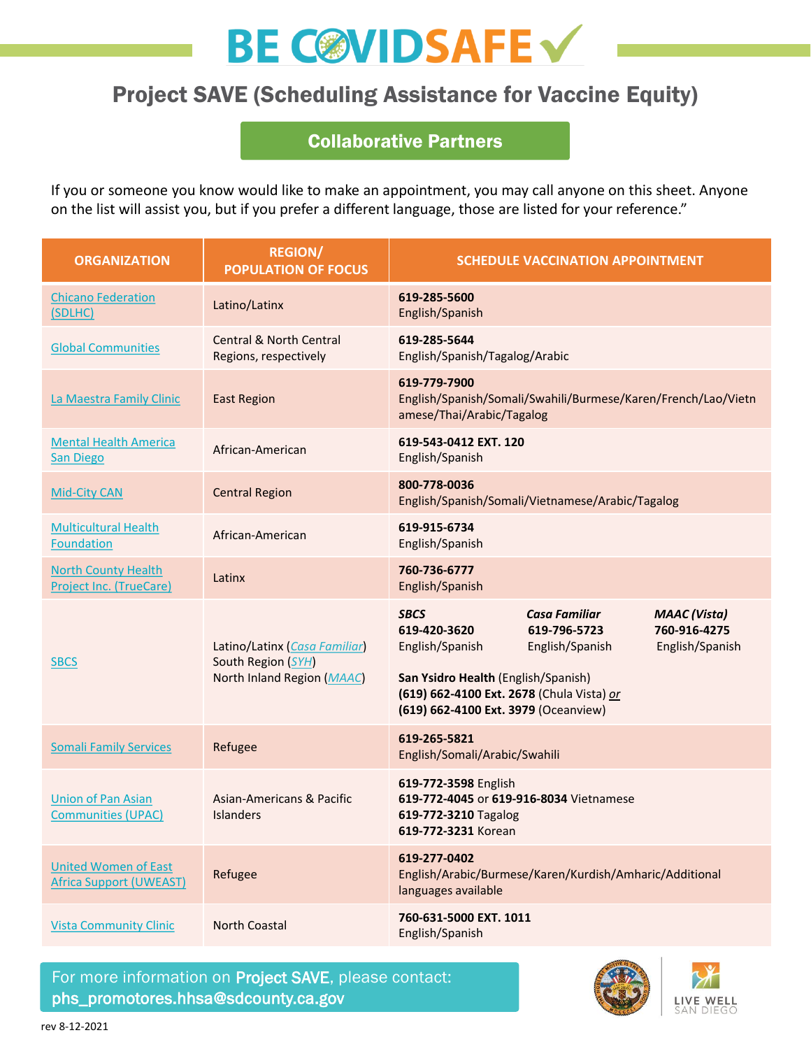# BE COVIDSAFE

## Project SAVE (Scheduling Assistance for Vaccine Equity)

### Collaborative Partners

If you or someone you know would like to make an appointment, you may call anyone on this sheet. Anyone on the list will assist you, but if you prefer a different language, those are listed for your reference."

| ORGANIZATION | REGION/ POPULATION OF FOCUS | SCHEDULE VACCINATION APPOINTMENT |
|---|---|---|
| Chicano Federation (SDLHC) | Latino/Latinx | **619-285-5600** English/Spanish |
| Global Communities | Central & North Central Regions, respectively | **619-285-5644** English/Spanish/Tagalog/Arabic |
| La Maestra Family Clinic | East Region | **619-779-7900** English/Spanish/Somali/Swahili/Burmese/Karen/French/Lao/Vietnamese/Thai/Arabic/Tagalog |
| Mental Health America San Diego | African-American | **619-543-0412 EXT. 120** English/Spanish |
| Mid-City CAN | Central Region | **800-778-0036** English/Spanish/Somali/Vietnamese/Arabic/Tagalog |
| Multicultural Health Foundation | African-American | **619-915-6734** English/Spanish |
| North County Health Project Inc. (TrueCare) | Latinx | **760-736-6777** English/Spanish |
| SBCS | Latino/Latinx (*Casa Familiar*) South Region (*SYH*) North Inland Region (*MAAC*) | ***SBCS*** **619-420-3620** English/Spanish; ***Casa Familiar*** **619-796-5723** English/Spanish; ***MAAC (Vista)*** **760-916-4275** English/Spanish<br>**San Ysidro Health** (English/Spanish) **(619) 662-4100 Ext. 2678** (Chula Vista) *or* **(619) 662-4100 Ext. 3979** (Oceanview) |
| Somali Family Services | Refugee | **619-265-5821** English/Somali/Arabic/Swahili |
| Union of Pan Asian Communities (UPAC) | Asian-Americans & Pacific Islanders | **619-772-3598** English<br>**619-772-4045** or **619-916-8034** Vietnamese<br>**619-772-3210** Tagalog<br>**619-772-3231** Korean |
| United Women of East Africa Support (UWEAST) | Refugee | **619-277-0402** English/Arabic/Burmese/Karen/Kurdish/Amharic/Additional languages available |
| Vista Community Clinic | North Coastal | **760-631-5000 EXT. 1011** English/Spanish |

For more information on **Project SAVE**, please contact: **phs_promotores.hhsa@sdcounty.ca.gov**

LIVE WELL SAN DIEGO

rev 8-12-2021